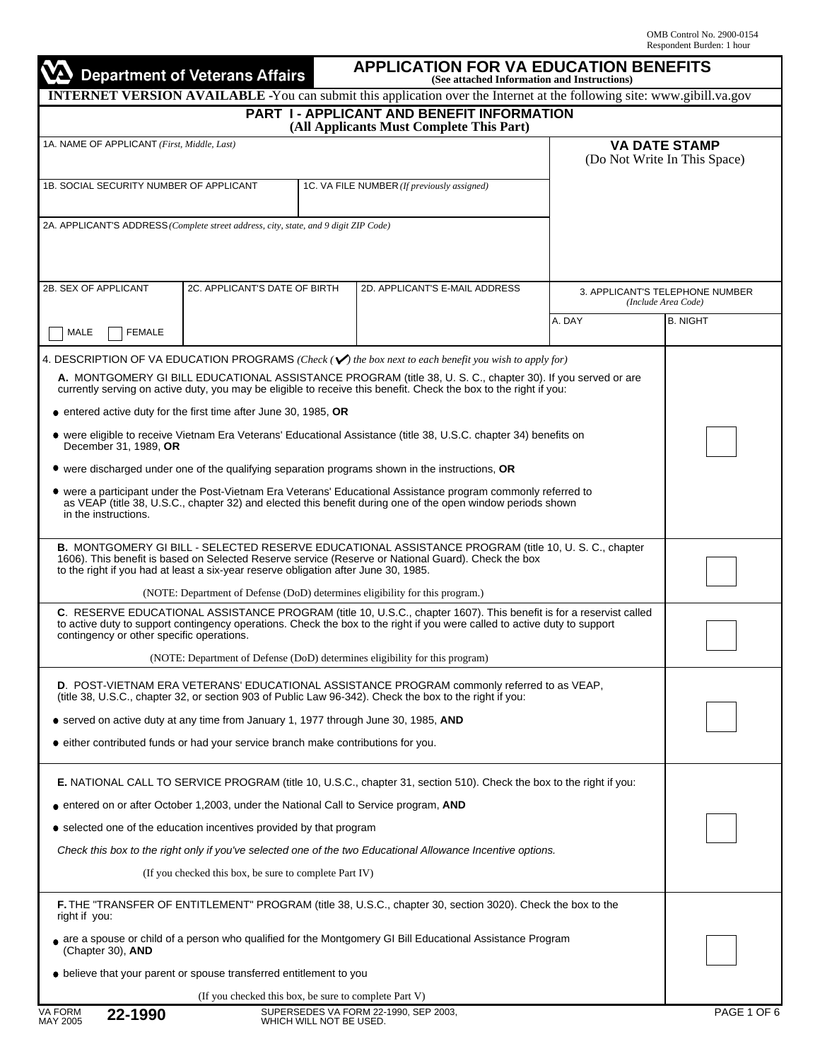OMB Control No. 2900-0154
Respondent Burden: 1 hour

**Department of Veterans Affairs**

# APPLICATION FOR VA EDUCATION BENEFITS

**(See attached Information and Instructions)**

**INTERNET VERSION AVAILABLE -** You can submit this application over the Internet at the following site: www.gibill.va.gov

## PART I - APPLICANT AND BENEFIT INFORMATION

**(All Applicants Must Complete This Part)**

| 1A. NAME OF APPLICANT *(First, Middle, Last)* | | | **VA DATE STAMP** (Do Not Write In This Space) | |
|---|---|---|---|---|
| 1B. SOCIAL SECURITY NUMBER OF APPLICANT | 1C. VA FILE NUMBER *(If previously assigned)* | | | |
| 2A. APPLICANT'S ADDRESS *(Complete street address, city, state, and 9 digit ZIP Code)* | | | | |
| 2B. SEX OF APPLICANT | 2C. APPLICANT'S DATE OF BIRTH | 2D. APPLICANT'S E-MAIL ADDRESS | 3. APPLICANT'S TELEPHONE NUMBER *(Include Area Code)* | |
| ☐ MALE ☐ FEMALE | | | A. DAY | B. NIGHT |

4. DESCRIPTION OF VA EDUCATION PROGRAMS *(Check (✓) the box next to each benefit you wish to apply for)*

**A.** MONTGOMERY GI BILL EDUCATIONAL ASSISTANCE PROGRAM (title 38, U. S. C., chapter 30). If you served or are currently serving on active duty, you may be eligible to receive this benefit. Check the box to the right if you: ☐

- entered active duty for the first time after June 30, 1985, **OR**
- were eligible to receive Vietnam Era Veterans' Educational Assistance (title 38, U.S.C. chapter 34) benefits on December 31, 1989, **OR**
- were discharged under one of the qualifying separation programs shown in the instructions, **OR**
- were a participant under the Post-Vietnam Era Veterans' Educational Assistance program commonly referred to as VEAP (title 38, U.S.C., chapter 32) and elected this benefit during one of the open window periods shown in the instructions.

**B.** MONTGOMERY GI BILL - SELECTED RESERVE EDUCATIONAL ASSISTANCE PROGRAM (title 10, U. S. C., chapter 1606). This benefit is based on Selected Reserve service (Reserve or National Guard). Check the box to the right if you had at least a six-year reserve obligation after June 30, 1985. ☐

(NOTE: Department of Defense (DoD) determines eligibility for this program.)

**C**. RESERVE EDUCATIONAL ASSISTANCE PROGRAM (title 10, U.S.C., chapter 1607). This benefit is for a reservist called to active duty to support contingency operations. Check the box to the right if you were called to active duty to support contingency or other specific operations. ☐

(NOTE: Department of Defense (DoD) determines eligibility for this program)

**D**. POST-VIETNAM ERA VETERANS' EDUCATIONAL ASSISTANCE PROGRAM commonly referred to as VEAP, (title 38, U.S.C., chapter 32, or section 903 of Public Law 96-342). Check the box to the right if you: ☐

- served on active duty at any time from January 1, 1977 through June 30, 1985, **AND**
- either contributed funds or had your service branch make contributions for you.

**E.** NATIONAL CALL TO SERVICE PROGRAM (title 10, U.S.C., chapter 31, section 510). Check the box to the right if you: ☐

- entered on or after October 1,2003, under the National Call to Service program, **AND**
- selected one of the education incentives provided by that program

*Check this box to the right only if you've selected one of the two Educational Allowance Incentive options.*

(If you checked this box, be sure to complete Part IV)

**F.** THE "TRANSFER OF ENTITLEMENT" PROGRAM (title 38, U.S.C., chapter 30, section 3020). Check the box to the right if you: ☐

- are a spouse or child of a person who qualified for the Montgomery GI Bill Educational Assistance Program (Chapter 30), **AND**
- believe that your parent or spouse transferred entitlement to you

(If you checked this box, be sure to complete Part V)

VA FORM MAY 2005 **22-1990** SUPERSEDES VA FORM 22-1990, SEP 2003, WHICH WILL NOT BE USED.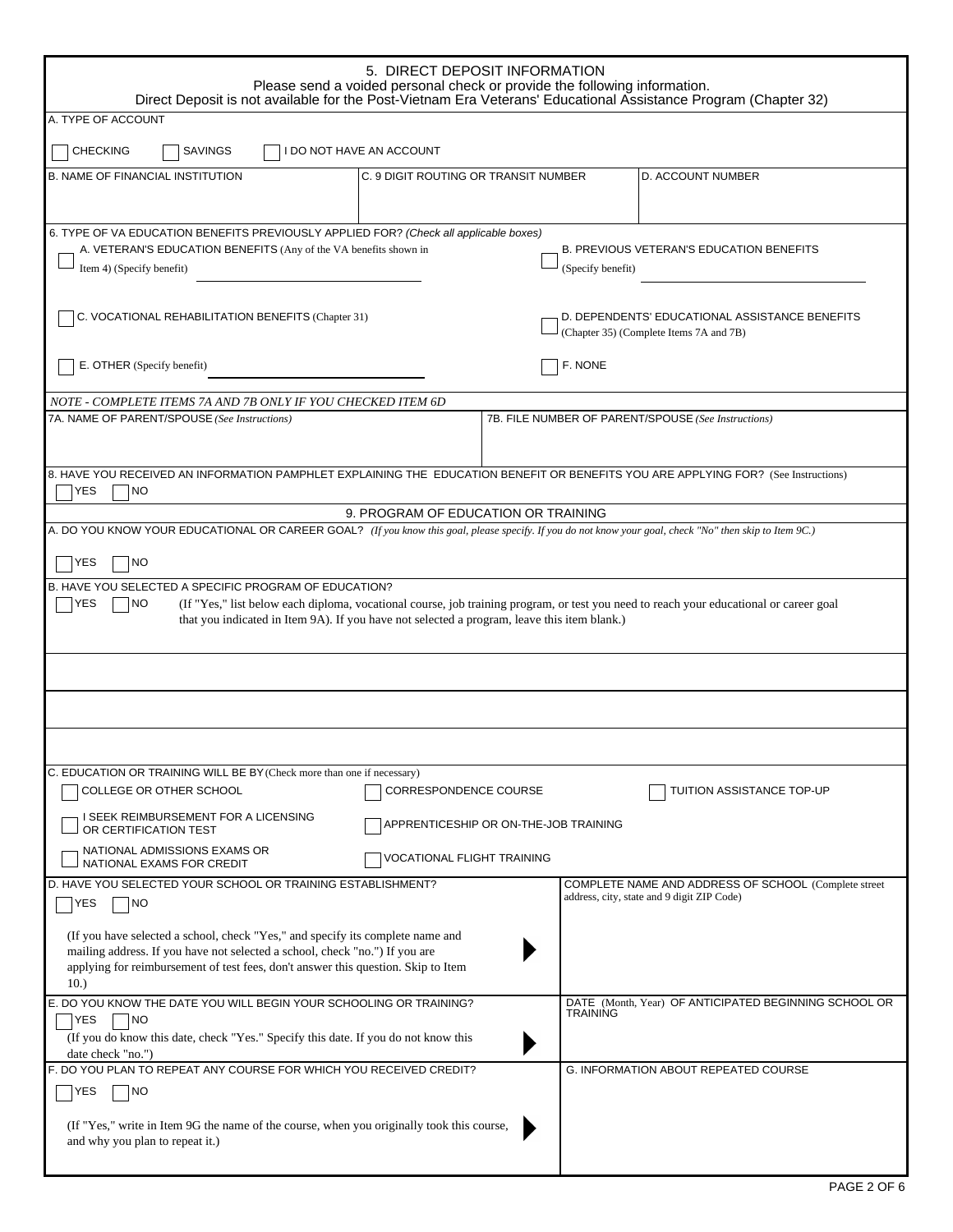## 5. DIRECT DEPOSIT INFORMATION

Please send a voided personal check or provide the following information.
Direct Deposit is not available for the Post-Vietnam Era Veterans' Educational Assistance Program (Chapter 32)

A. TYPE OF ACCOUNT

☐ CHECKING ☐ SAVINGS ☐ I DO NOT HAVE AN ACCOUNT

| B. NAME OF FINANCIAL INSTITUTION | C. 9 DIGIT ROUTING OR TRANSIT NUMBER | D. ACCOUNT NUMBER |
|---|---|---|
| | | |

6. TYPE OF VA EDUCATION BENEFITS PREVIOUSLY APPLIED FOR? *(Check all applicable boxes)*

☐ A. VETERAN'S EDUCATION BENEFITS (Any of the VA benefits shown in Item 4) (Specify benefit) ______________________

☐ B. PREVIOUS VETERAN'S EDUCATION BENEFITS (Specify benefit) ______________________

☐ C. VOCATIONAL REHABILITATION BENEFITS (Chapter 31)

☐ D. DEPENDENTS' EDUCATIONAL ASSISTANCE BENEFITS (Chapter 35) (Complete Items 7A and 7B)

☐ E. OTHER (Specify benefit) ______________________

☐ F. NONE

*NOTE - COMPLETE ITEMS 7A AND 7B ONLY IF YOU CHECKED ITEM 6D*

| 7A. NAME OF PARENT/SPOUSE *(See Instructions)* | 7B. FILE NUMBER OF PARENT/SPOUSE *(See Instructions)* |
|---|---|
| | |

8. HAVE YOU RECEIVED AN INFORMATION PAMPHLET EXPLAINING THE EDUCATION BENEFIT OR BENEFITS YOU ARE APPLYING FOR? (See Instructions)

☐ YES ☐ NO

## 9. PROGRAM OF EDUCATION OR TRAINING

A. DO YOU KNOW YOUR EDUCATIONAL OR CAREER GOAL? *(If you know this goal, please specify. If you do not know your goal, check "No" then skip to Item 9C.)*

☐ YES ☐ NO

B. HAVE YOU SELECTED A SPECIFIC PROGRAM OF EDUCATION?

☐ YES ☐ NO (If "Yes," list below each diploma, vocational course, job training program, or test you need to reach your educational or career goal that you indicated in Item 9A). If you have not selected a program, leave this item blank.)

C. EDUCATION OR TRAINING WILL BE BY (Check more than one if necessary)

☐ COLLEGE OR OTHER SCHOOL
☐ CORRESPONDENCE COURSE
☐ TUITION ASSISTANCE TOP-UP
☐ I SEEK REIMBURSEMENT FOR A LICENSING OR CERTIFICATION TEST
☐ APPRENTICESHIP OR ON-THE-JOB TRAINING
☐ NATIONAL ADMISSIONS EXAMS OR NATIONAL EXAMS FOR CREDIT
☐ VOCATIONAL FLIGHT TRAINING

| | |
|---|---|
| D. HAVE YOU SELECTED YOUR SCHOOL OR TRAINING ESTABLISHMENT?<br>☐ YES ☐ NO<br>(If you have selected a school, check "Yes," and specify its complete name and mailing address. If you have not selected a school, check "no.") If you are applying for reimbursement of test fees, don't answer this question. Skip to Item 10.) | COMPLETE NAME AND ADDRESS OF SCHOOL (Complete street address, city, state and 9 digit ZIP Code) |
| E. DO YOU KNOW THE DATE YOU WILL BEGIN YOUR SCHOOLING OR TRAINING?<br>☐ YES ☐ NO<br>(If you do know this date, check "Yes." Specify this date. If you do not know this date check "no.") | DATE (Month, Year) OF ANTICIPATED BEGINNING SCHOOL OR TRAINING |
| F. DO YOU PLAN TO REPEAT ANY COURSE FOR WHICH YOU RECEIVED CREDIT?<br>☐ YES ☐ NO<br>(If "Yes," write in Item 9G the name of the course, when you originally took this course, and why you plan to repeat it.) | G. INFORMATION ABOUT REPEATED COURSE |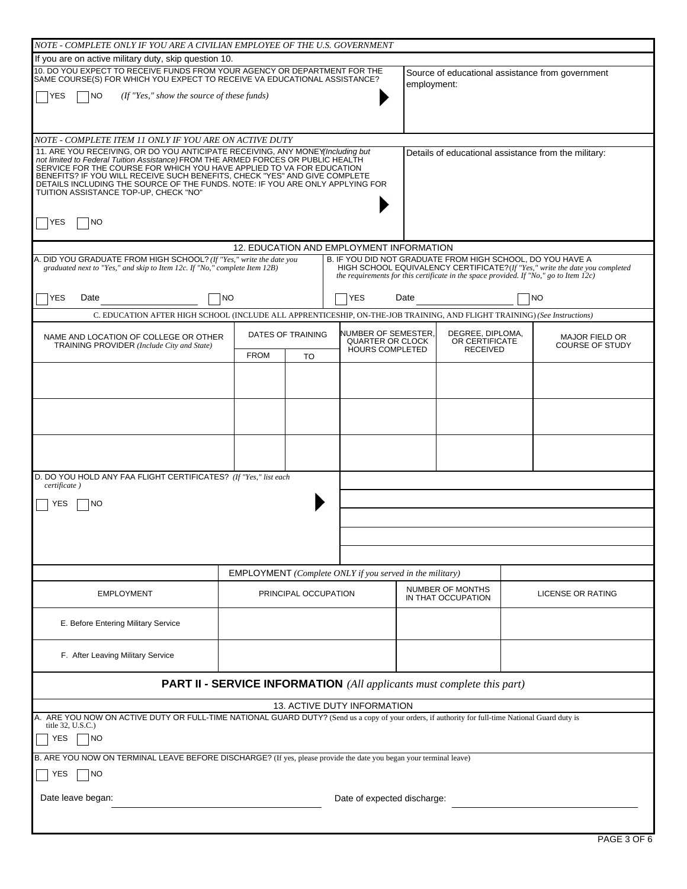*NOTE - COMPLETE ONLY IF YOU ARE A CIVILIAN EMPLOYEE OF THE U.S. GOVERNMENT*

If you are on active military duty, skip question 10.

10. DO YOU EXPECT TO RECEIVE FUNDS FROM YOUR AGENCY OR DEPARTMENT FOR THE SAME COURSE(S) FOR WHICH YOU EXPECT TO RECEIVE VA EDUCATIONAL ASSISTANCE?

☐ YES ☐ NO *(If "Yes," show the source of these funds)*

Source of educational assistance from government employment:

*NOTE - COMPLETE ITEM 11 ONLY IF YOU ARE ON ACTIVE DUTY*

11. ARE YOU RECEIVING, OR DO YOU ANTICIPATE RECEIVING, ANY MONEY *(Including but not limited to Federal Tuition Assistance)* FROM THE ARMED FORCES OR PUBLIC HEALTH SERVICE FOR THE COURSE FOR WHICH YOU HAVE APPLIED TO VA FOR EDUCATION BENEFITS? IF YOU WILL RECEIVE SUCH BENEFITS, CHECK "YES" AND GIVE COMPLETE DETAILS INCLUDING THE SOURCE OF THE FUNDS. NOTE: IF YOU ARE ONLY APPLYING FOR TUITION ASSISTANCE TOP-UP, CHECK "NO"

☐ YES ☐ NO

Details of educational assistance from the military:

## 12. EDUCATION AND EMPLOYMENT INFORMATION

A. DID YOU GRADUATE FROM HIGH SCHOOL? *(If "Yes," write the date you graduated next to "Yes," and skip to Item 12c. If "No," complete Item 12B)*

☐ YES Date ________ ☐ NO

B. IF YOU DID NOT GRADUATE FROM HIGH SCHOOL, DO YOU HAVE A HIGH SCHOOL EQUIVALENCY CERTIFICATE? *(If "Yes," write the date you completed the requirements for this certificate in the space provided. If "No," go to Item 12c)*

☐ YES Date ________ ☐ NO

C. EDUCATION AFTER HIGH SCHOOL (INCLUDE ALL APPRENTICESHIP, ON-THE-JOB TRAINING, AND FLIGHT TRAINING) *(See Instructions)*

| NAME AND LOCATION OF COLLEGE OR OTHER TRAINING PROVIDER *(Include City and State)* | DATES OF TRAINING | | NUMBER OF SEMESTER, QUARTER OR CLOCK HOURS COMPLETED | DEGREE, DIPLOMA, OR CERTIFICATE RECEIVED | MAJOR FIELD OR COURSE OF STUDY |
|---|---|---|---|---|---|
| | FROM | TO | | | |
| | | | | | |
| | | | | | |
| | | | | | |

D. DO YOU HOLD ANY FAA FLIGHT CERTIFICATES? *(If "Yes," list each certificate )*

☐ YES ☐ NO

EMPLOYMENT *(Complete ONLY if you served in the military)*

| EMPLOYMENT | PRINCIPAL OCCUPATION | NUMBER OF MONTHS IN THAT OCCUPATION | LICENSE OR RATING |
|---|---|---|---|
| E. Before Entering Military Service | | | |
| F. After Leaving Military Service | | | |

# PART II - SERVICE INFORMATION *(All applicants must complete this part)*

## 13. ACTIVE DUTY INFORMATION

A. ARE YOU NOW ON ACTIVE DUTY OR FULL-TIME NATIONAL GUARD DUTY? (Send us a copy of your orders, if authority for full-time National Guard duty is title 32, U.S.C.)

☐ YES ☐ NO

B. ARE YOU NOW ON TERMINAL LEAVE BEFORE DISCHARGE? (If yes, please provide the date you began your terminal leave)

☐ YES ☐ NO

Date leave began: ________ Date of expected discharge: ________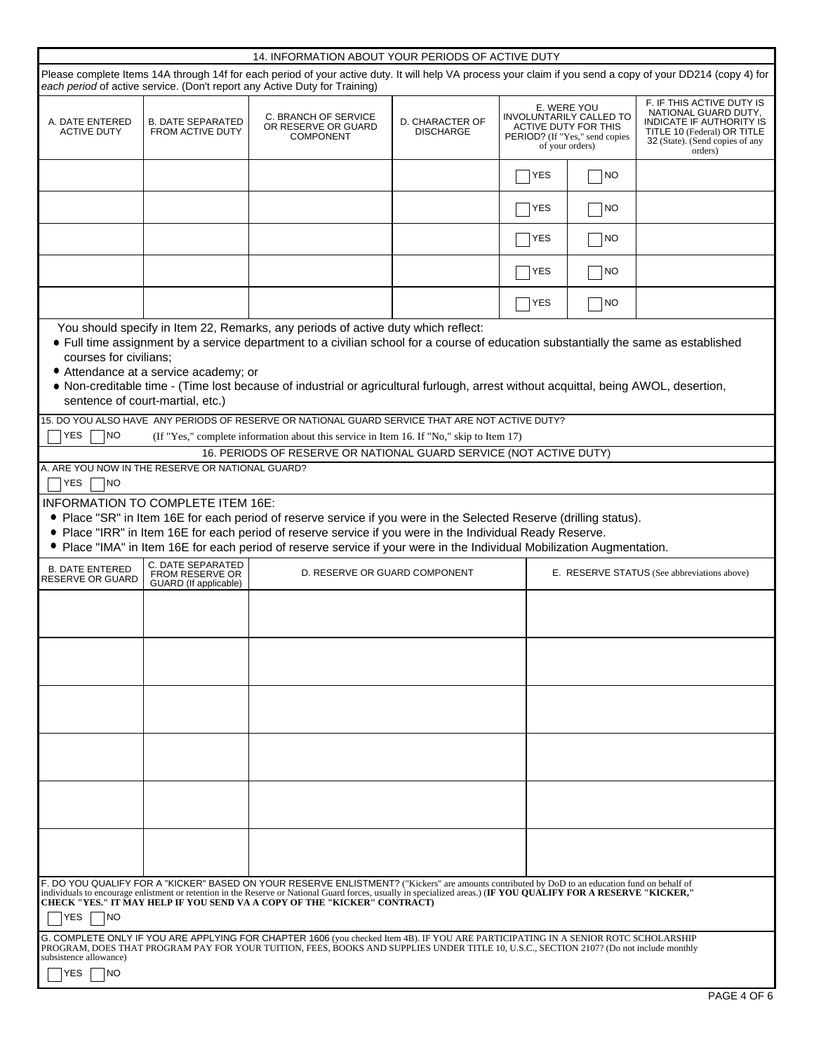## 14. INFORMATION ABOUT YOUR PERIODS OF ACTIVE DUTY

Please complete Items 14A through 14f for each period of your active duty. It will help VA process your claim if you send a copy of your DD214 (copy 4) for *each period* of active service. (Don't report any Active Duty for Training)

| A. DATE ENTERED ACTIVE DUTY | B. DATE SEPARATED FROM ACTIVE DUTY | C. BRANCH OF SERVICE OR RESERVE OR GUARD COMPONENT | D. CHARACTER OF DISCHARGE | E. WERE YOU INVOLUNTARILY CALLED TO ACTIVE DUTY FOR THIS PERIOD? (If "Yes," send copies of your orders) | F. IF THIS ACTIVE DUTY IS NATIONAL GUARD DUTY, INDICATE IF AUTHORITY IS TITLE 10 (Federal) OR TITLE 32 (State). (Send copies of any orders) |
|---|---|---|---|---|---|
| | | | | ☐ YES ☐ NO | |
| | | | | ☐ YES ☐ NO | |
| | | | | ☐ YES ☐ NO | |
| | | | | ☐ YES ☐ NO | |
| | | | | ☐ YES ☐ NO | |

You should specify in Item 22, Remarks, any periods of active duty which reflect:

- Full time assignment by a service department to a civilian school for a course of education substantially the same as established courses for civilians;
- Attendance at a service academy; or
- Non-creditable time - (Time lost because of industrial or agricultural furlough, arrest without acquittal, being AWOL, desertion, sentence of court-martial, etc.)

15. DO YOU ALSO HAVE ANY PERIODS OF RESERVE OR NATIONAL GUARD SERVICE THAT ARE NOT ACTIVE DUTY?

☐ YES ☐ NO (If "Yes," complete information about this service in Item 16. If "No," skip to Item 17)

## 16. PERIODS OF RESERVE OR NATIONAL GUARD SERVICE (NOT ACTIVE DUTY)

A. ARE YOU NOW IN THE RESERVE OR NATIONAL GUARD?

☐ YES ☐ NO

INFORMATION TO COMPLETE ITEM 16E:

- Place "SR" in Item 16E for each period of reserve service if you were in the Selected Reserve (drilling status).
- Place "IRR" in Item 16E for each period of reserve service if you were in the Individual Ready Reserve.
- Place "IMA" in Item 16E for each period of reserve service if your were in the Individual Mobilization Augmentation.

| B. DATE ENTERED RESERVE OR GUARD | C. DATE SEPARATED FROM RESERVE OR GUARD (If applicable) | D. RESERVE OR GUARD COMPONENT | E. RESERVE STATUS (See abbreviations above) |
|---|---|---|---|
| | | | |
| | | | |
| | | | |
| | | | |
| | | | |
| | | | |

F. DO YOU QUALIFY FOR A "KICKER" BASED ON YOUR RESERVE ENLISTMENT? ("Kickers" are amounts contributed by DoD to an education fund on behalf of individuals to encourage enlistment or retention in the Reserve or National Guard forces, usually in specialized areas.) (**IF YOU QUALIFY FOR A RESERVE "KICKER," CHECK "YES." IT MAY HELP IF YOU SEND VA A COPY OF THE "KICKER" CONTRACT)**

☐ YES ☐ NO

G. COMPLETE ONLY IF YOU ARE APPLYING FOR CHAPTER 1606 (you checked Item 4B). IF YOU ARE PARTICIPATING IN A SENIOR ROTC SCHOLARSHIP PROGRAM, DOES THAT PROGRAM PAY FOR YOUR TUITION, FEES, BOOKS AND SUPPLIES UNDER TITLE 10, U.S.C., SECTION 2107? (Do not include monthly subsistence allowance)

☐ YES ☐ NO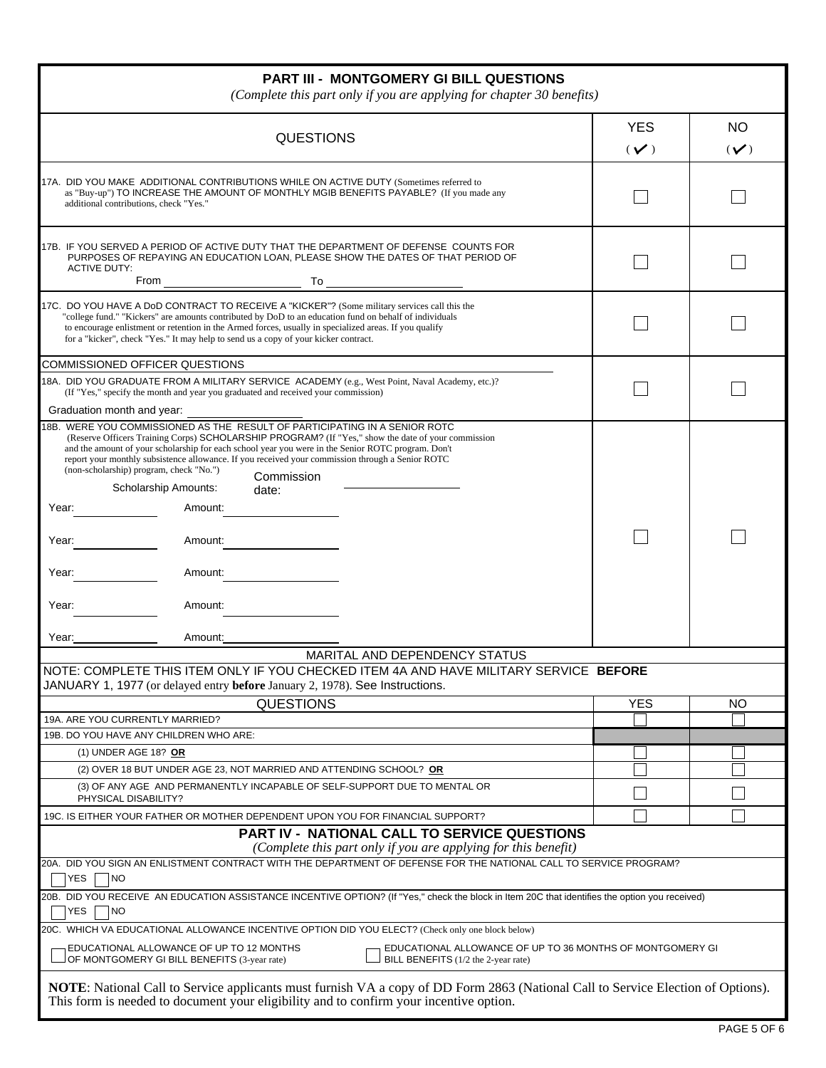## PART III - MONTGOMERY GI BILL QUESTIONS

*(Complete this part only if you are applying for chapter 30 benefits)*

| QUESTIONS | YES (✓) | NO (✓) |
|---|---|---|
| 17A. DID YOU MAKE ADDITIONAL CONTRIBUTIONS WHILE ON ACTIVE DUTY (Sometimes referred to as "Buy-up") TO INCREASE THE AMOUNT OF MONTHLY MGIB BENEFITS PAYABLE? (If you made any additional contributions, check "Yes." | ☐ | ☐ |
| 17B. IF YOU SERVED A PERIOD OF ACTIVE DUTY THAT THE DEPARTMENT OF DEFENSE COUNTS FOR PURPOSES OF REPAYING AN EDUCATION LOAN, PLEASE SHOW THE DATES OF THAT PERIOD OF ACTIVE DUTY: From ____________ To ____________ | ☐ | ☐ |
| 17C. DO YOU HAVE A DoD CONTRACT TO RECEIVE A "KICKER"? (Some military services call this the "college fund." "Kickers" are amounts contributed by DoD to an education fund on behalf of individuals to encourage enlistment or retention in the Armed forces, usually in specialized areas. If you qualify for a "kicker", check "Yes." It may help to send us a copy of your kicker contract. | ☐ | ☐ |
| **COMMISSIONED OFFICER QUESTIONS** | | |
| 18A. DID YOU GRADUATE FROM A MILITARY SERVICE ACADEMY (e.g., West Point, Naval Academy, etc.)? (If "Yes," specify the month and year you graduated and received your commission) Graduation month and year: ____________ | ☐ | ☐ |
| 18B. WERE YOU COMMISSIONED AS THE RESULT OF PARTICIPATING IN A SENIOR ROTC (Reserve Officers Training Corps) SCHOLARSHIP PROGRAM? (If "Yes," show the date of your commission and the amount of your scholarship for each school year you were in the Senior ROTC program. Don't report your monthly subsistence allowance. If you received your commission through a Senior ROTC (non-scholarship) program, check "No.") Scholarship Amounts: Commission date: ____________ Year: ________ Amount: ________ Year: ________ Amount: ________ Year: ________ Amount: ________ Year: ________ Amount: ________ Year: ________ Amount: ________ | ☐ | ☐ |

### MARITAL AND DEPENDENCY STATUS

NOTE: COMPLETE THIS ITEM ONLY IF YOU CHECKED ITEM 4A AND HAVE MILITARY SERVICE **BEFORE** JANUARY 1, 1977 (or delayed entry **before** January 2, 1978). See Instructions.

| QUESTIONS | YES | NO |
|---|---|---|
| 19A. ARE YOU CURRENTLY MARRIED? | ☐ | ☐ |
| 19B. DO YOU HAVE ANY CHILDREN WHO ARE: | | |
| (1) UNDER AGE 18? **OR** | ☐ | ☐ |
| (2) OVER 18 BUT UNDER AGE 23, NOT MARRIED AND ATTENDING SCHOOL? **OR** | ☐ | ☐ |
| (3) OF ANY AGE AND PERMANENTLY INCAPABLE OF SELF-SUPPORT DUE TO MENTAL OR PHYSICAL DISABILITY? | ☐ | ☐ |
| 19C. IS EITHER YOUR FATHER OR MOTHER DEPENDENT UPON YOU FOR FINANCIAL SUPPORT? | ☐ | ☐ |

## PART IV - NATIONAL CALL TO SERVICE QUESTIONS

*(Complete this part only if you are applying for this benefit)*

20A. DID YOU SIGN AN ENLISTMENT CONTRACT WITH THE DEPARTMENT OF DEFENSE FOR THE NATIONAL CALL TO SERVICE PROGRAM?

☐ YES ☐ NO

20B. DID YOU RECEIVE AN EDUCATION ASSISTANCE INCENTIVE OPTION? (If "Yes," check the block in Item 20C that identifies the option you received)

☐ YES ☐ NO

20C. WHICH VA EDUCATIONAL ALLOWANCE INCENTIVE OPTION DID YOU ELECT? (Check only one block below)

☐ EDUCATIONAL ALLOWANCE OF UP TO 12 MONTHS OF MONTGOMERY GI BILL BENEFITS (3-year rate)

☐ EDUCATIONAL ALLOWANCE OF UP TO 36 MONTHS OF MONTGOMERY GI BILL BENEFITS (1/2 the 2-year rate)

**NOTE**: National Call to Service applicants must furnish VA a copy of DD Form 2863 (National Call to Service Election of Options). This form is needed to document your eligibility and to confirm your incentive option.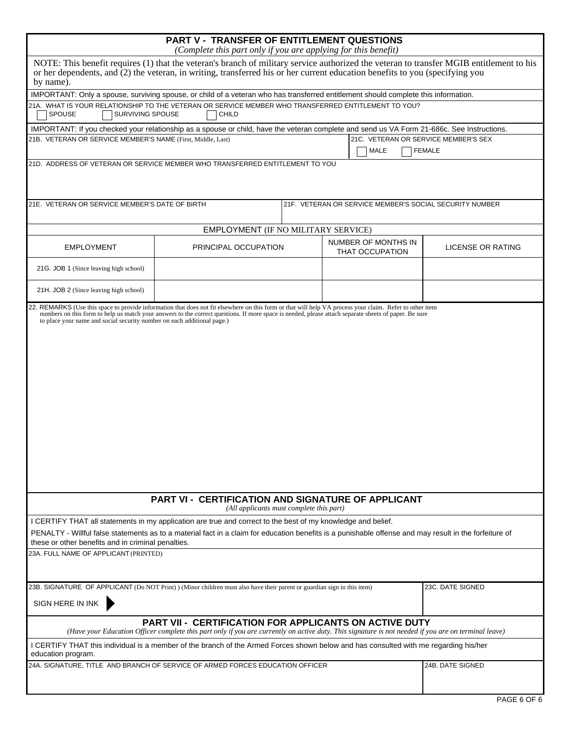## PART V - TRANSFER OF ENTITLEMENT QUESTIONS

*(Complete this part only if you are applying for this benefit)*

NOTE: This benefit requires (1) that the veteran's branch of military service authorized the veteran to transfer MGIB entitlement to his or her dependents, and (2) the veteran, in writing, transferred his or her current education benefits to you (specifying you by name).

IMPORTANT: Only a spouse, surviving spouse, or child of a veteran who has transferred entitlement should complete this information.

21A. WHAT IS YOUR RELATIONSHIP TO THE VETERAN OR SERVICE MEMBER WHO TRANSFERRED ENTITLEMENT TO YOU?

☐ SPOUSE ☐ SURVIVING SPOUSE ☐ CHILD

IMPORTANT: If you checked your relationship as a spouse or child, have the veteran complete and send us VA Form 21-686c. See Instructions.

21B. VETERAN OR SERVICE MEMBER'S NAME (First, Middle, Last)

21C. VETERAN OR SERVICE MEMBER'S SEX

☐ MALE ☐ FEMALE

21D. ADDRESS OF VETERAN OR SERVICE MEMBER WHO TRANSFERRED ENTITLEMENT TO YOU

21E. VETERAN OR SERVICE MEMBER'S DATE OF BIRTH

21F. VETERAN OR SERVICE MEMBER'S SOCIAL SECURITY NUMBER

### EMPLOYMENT (IF NO MILITARY SERVICE)

| EMPLOYMENT | PRINCIPAL OCCUPATION | NUMBER OF MONTHS IN THAT OCCUPATION | LICENSE OR RATING |
|---|---|---|---|
| 21G. JOB 1 (Since leaving high school) | | | |
| 21H. JOB 2 (Since leaving high school) | | | |

22. REMARKS (Use this space to provide information that does not fit elsewhere on this form or that will help VA process your claim. Refer to other item numbers on this form to help us match your answers to the correct questions. If more space is needed, please attach separate sheets of paper. Be sure to place your name and social security number on each additional page.)

## PART VI - CERTIFICATION AND SIGNATURE OF APPLICANT

*(All applicants must complete this part)*

I CERTIFY THAT all statements in my application are true and correct to the best of my knowledge and belief.

PENALTY - Willful false statements as to a material fact in a claim for education benefits is a punishable offense and may result in the forfeiture of these or other benefits and in criminal penalties.

23A. FULL NAME OF APPLICANT (PRINTED)

23B. SIGNATURE OF APPLICANT (Do NOT Print) ) (Minor children must also have their parent or guardian sign in this item)

SIGN HERE IN INK

23C. DATE SIGNED

## PART VII - CERTIFICATION FOR APPLICANTS ON ACTIVE DUTY

*(Have your Education Officer complete this part only if you are currently on active duty. This signature is not needed if you are on terminal leave)*

I CERTIFY THAT this individual is a member of the branch of the Armed Forces shown below and has consulted with me regarding his/her education program.

24A. SIGNATURE, TITLE AND BRANCH OF SERVICE OF ARMED FORCES EDUCATION OFFICER

24B. DATE SIGNED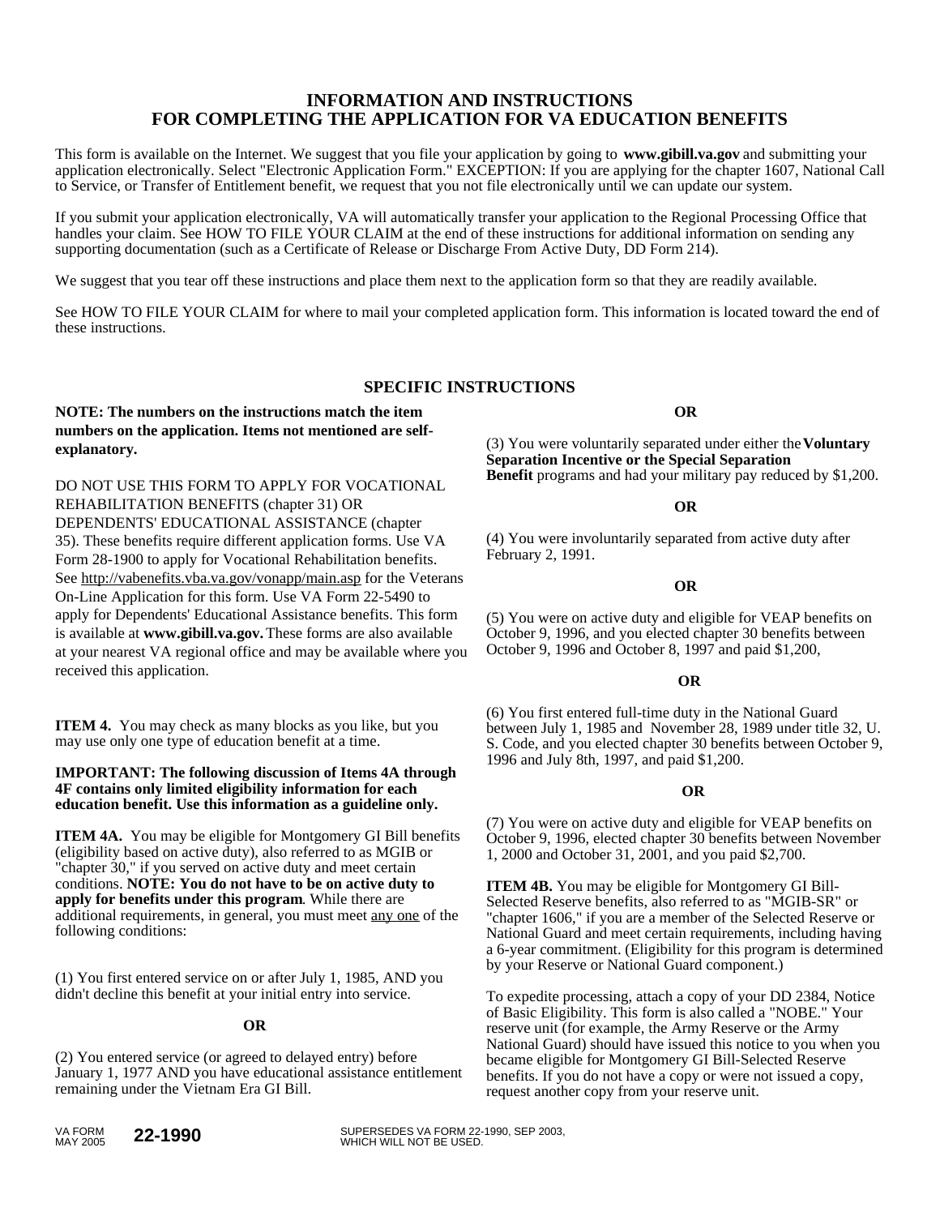# INFORMATION AND INSTRUCTIONS
# FOR COMPLETING THE APPLICATION FOR VA EDUCATION BENEFITS

This form is available on the Internet. We suggest that you file your application by going to **www.gibill.va.gov** and submitting your application electronically. Select "Electronic Application Form." EXCEPTION: If you are applying for the chapter 1607, National Call to Service, or Transfer of Entitlement benefit, we request that you not file electronically until we can update our system.

If you submit your application electronically, VA will automatically transfer your application to the Regional Processing Office that handles your claim. See HOW TO FILE YOUR CLAIM at the end of these instructions for additional information on sending any supporting documentation (such as a Certificate of Release or Discharge From Active Duty, DD Form 214).

We suggest that you tear off these instructions and place them next to the application form so that they are readily available.

See HOW TO FILE YOUR CLAIM for where to mail your completed application form. This information is located toward the end of these instructions.

## SPECIFIC INSTRUCTIONS

**NOTE: The numbers on the instructions match the item numbers on the application. Items not mentioned are self-explanatory.**

DO NOT USE THIS FORM TO APPLY FOR VOCATIONAL REHABILITATION BENEFITS (chapter 31) OR DEPENDENTS' EDUCATIONAL ASSISTANCE (chapter 35). These benefits require different application forms. Use VA Form 28-1900 to apply for Vocational Rehabilitation benefits. See http://vabenefits.vba.va.gov/vonapp/main.asp for the Veterans On-Line Application for this form. Use VA Form 22-5490 to apply for Dependents' Educational Assistance benefits. This form is available at **www.gibill.va.gov.** These forms are also available at your nearest VA regional office and may be available where you received this application.

**ITEM 4.** You may check as many blocks as you like, but you may use only one type of education benefit at a time.

**IMPORTANT: The following discussion of Items 4A through 4F contains only limited eligibility information for each education benefit. Use this information as a guideline only.**

**ITEM 4A.** You may be eligible for Montgomery GI Bill benefits (eligibility based on active duty), also referred to as MGIB or "chapter 30," if you served on active duty and meet certain conditions. **NOTE: You do not have to be on active duty to apply for benefits under this program**. While there are additional requirements, in general, you must meet <u>any one</u> of the following conditions:

(1) You first entered service on or after July 1, 1985, AND you didn't decline this benefit at your initial entry into service.

**OR**

(2) You entered service (or agreed to delayed entry) before January 1, 1977 AND you have educational assistance entitlement remaining under the Vietnam Era GI Bill.

**OR**

(3) You were voluntarily separated under either the **Voluntary Separation Incentive or the Special Separation Benefit** programs and had your military pay reduced by $1,200.

**OR**

(4) You were involuntarily separated from active duty after February 2, 1991.

**OR**

(5) You were on active duty and eligible for VEAP benefits on October 9, 1996, and you elected chapter 30 benefits between October 9, 1996 and October 8, 1997 and paid $1,200,

**OR**

(6) You first entered full-time duty in the National Guard between July 1, 1985 and November 28, 1989 under title 32, U. S. Code, and you elected chapter 30 benefits between October 9, 1996 and July 8th, 1997, and paid $1,200.

**OR**

(7) You were on active duty and eligible for VEAP benefits on October 9, 1996, elected chapter 30 benefits between November 1, 2000 and October 31, 2001, and you paid $2,700.

**ITEM 4B.** You may be eligible for Montgomery GI Bill-Selected Reserve benefits, also referred to as "MGIB-SR" or "chapter 1606," if you are a member of the Selected Reserve or National Guard and meet certain requirements, including having a 6-year commitment. (Eligibility for this program is determined by your Reserve or National Guard component.)

To expedite processing, attach a copy of your DD 2384, Notice of Basic Eligibility. This form is also called a "NOBE." Your reserve unit (for example, the Army Reserve or the Army National Guard) should have issued this notice to you when you became eligible for Montgomery GI Bill-Selected Reserve benefits. If you do not have a copy or were not issued a copy, request another copy from your reserve unit.

VA FORM MAY 2005 **22-1990** SUPERSEDES VA FORM 22-1990, SEP 2003, WHICH WILL NOT BE USED.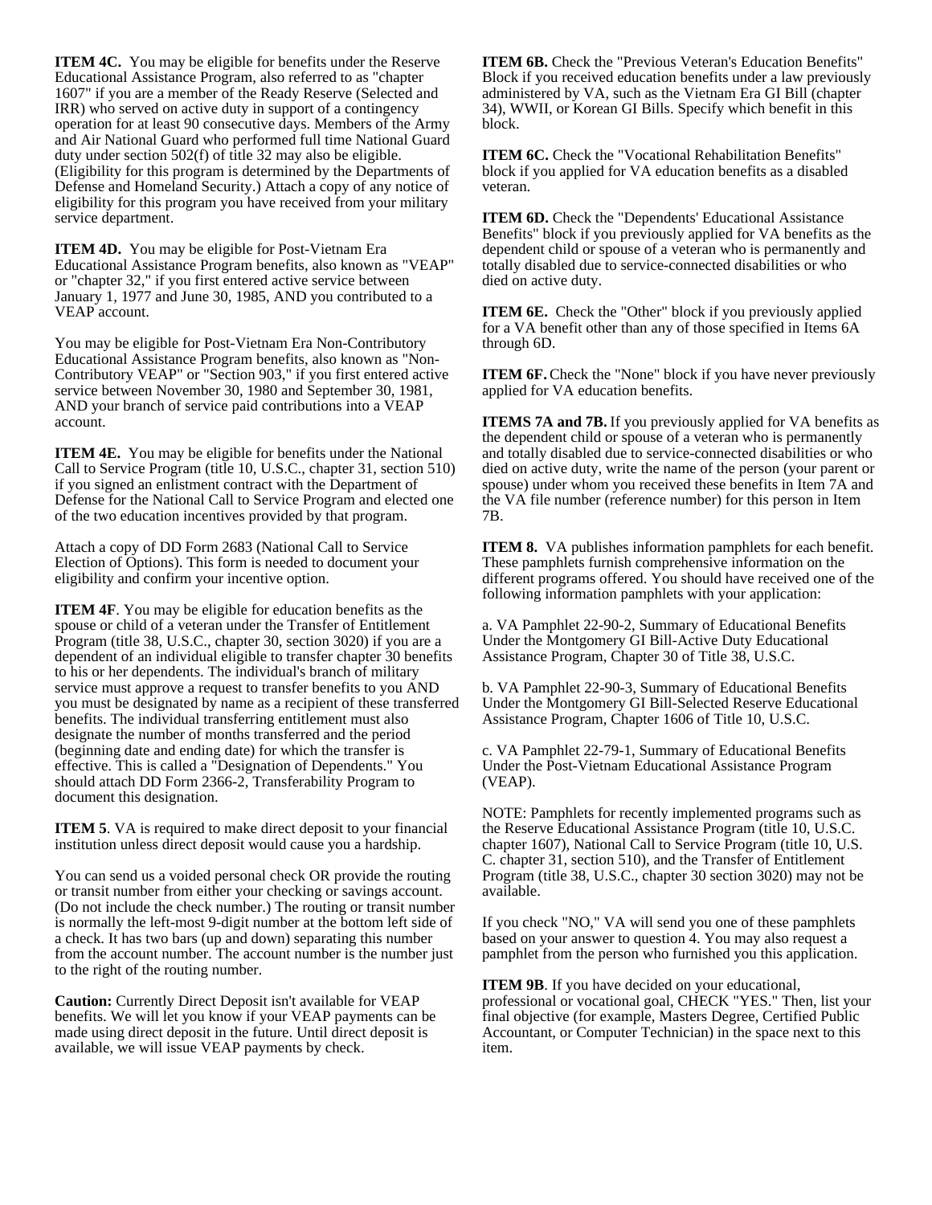**ITEM 4C.** You may be eligible for benefits under the Reserve Educational Assistance Program, also referred to as "chapter 1607" if you are a member of the Ready Reserve (Selected and IRR) who served on active duty in support of a contingency operation for at least 90 consecutive days. Members of the Army and Air National Guard who performed full time National Guard duty under section 502(f) of title 32 may also be eligible. (Eligibility for this program is determined by the Departments of Defense and Homeland Security.) Attach a copy of any notice of eligibility for this program you have received from your military service department.

**ITEM 4D.** You may be eligible for Post-Vietnam Era Educational Assistance Program benefits, also known as "VEAP" or "chapter 32," if you first entered active service between January 1, 1977 and June 30, 1985, AND you contributed to a VEAP account.

You may be eligible for Post-Vietnam Era Non-Contributory Educational Assistance Program benefits, also known as "Non-Contributory VEAP" or "Section 903," if you first entered active service between November 30, 1980 and September 30, 1981, AND your branch of service paid contributions into a VEAP account.

**ITEM 4E.** You may be eligible for benefits under the National Call to Service Program (title 10, U.S.C., chapter 31, section 510) if you signed an enlistment contract with the Department of Defense for the National Call to Service Program and elected one of the two education incentives provided by that program.

Attach a copy of DD Form 2683 (National Call to Service Election of Options). This form is needed to document your eligibility and confirm your incentive option.

**ITEM 4F**. You may be eligible for education benefits as the spouse or child of a veteran under the Transfer of Entitlement Program (title 38, U.S.C., chapter 30, section 3020) if you are a dependent of an individual eligible to transfer chapter 30 benefits to his or her dependents. The individual's branch of military service must approve a request to transfer benefits to you AND you must be designated by name as a recipient of these transferred benefits. The individual transferring entitlement must also designate the number of months transferred and the period (beginning date and ending date) for which the transfer is effective. This is called a "Designation of Dependents." You should attach DD Form 2366-2, Transferability Program to document this designation.

**ITEM 5**. VA is required to make direct deposit to your financial institution unless direct deposit would cause you a hardship.

You can send us a voided personal check OR provide the routing or transit number from either your checking or savings account. (Do not include the check number.) The routing or transit number is normally the left-most 9-digit number at the bottom left side of a check. It has two bars (up and down) separating this number from the account number. The account number is the number just to the right of the routing number.

**Caution:** Currently Direct Deposit isn't available for VEAP benefits. We will let you know if your VEAP payments can be made using direct deposit in the future. Until direct deposit is available, we will issue VEAP payments by check.

**ITEM 6B.** Check the "Previous Veteran's Education Benefits" Block if you received education benefits under a law previously administered by VA, such as the Vietnam Era GI Bill (chapter 34), WWII, or Korean GI Bills. Specify which benefit in this block.

**ITEM 6C.** Check the "Vocational Rehabilitation Benefits" block if you applied for VA education benefits as a disabled veteran.

**ITEM 6D.** Check the "Dependents' Educational Assistance Benefits" block if you previously applied for VA benefits as the dependent child or spouse of a veteran who is permanently and totally disabled due to service-connected disabilities or who died on active duty.

**ITEM 6E.** Check the "Other" block if you previously applied for a VA benefit other than any of those specified in Items 6A through 6D.

**ITEM 6F.** Check the "None" block if you have never previously applied for VA education benefits.

**ITEMS 7A and 7B.** If you previously applied for VA benefits as the dependent child or spouse of a veteran who is permanently and totally disabled due to service-connected disabilities or who died on active duty, write the name of the person (your parent or spouse) under whom you received these benefits in Item 7A and the VA file number (reference number) for this person in Item 7B.

**ITEM 8.** VA publishes information pamphlets for each benefit. These pamphlets furnish comprehensive information on the different programs offered. You should have received one of the following information pamphlets with your application:

a. VA Pamphlet 22-90-2, Summary of Educational Benefits Under the Montgomery GI Bill-Active Duty Educational Assistance Program, Chapter 30 of Title 38, U.S.C.

b. VA Pamphlet 22-90-3, Summary of Educational Benefits Under the Montgomery GI Bill-Selected Reserve Educational Assistance Program, Chapter 1606 of Title 10, U.S.C.

c. VA Pamphlet 22-79-1, Summary of Educational Benefits Under the Post-Vietnam Educational Assistance Program (VEAP).

NOTE: Pamphlets for recently implemented programs such as the Reserve Educational Assistance Program (title 10, U.S.C. chapter 1607), National Call to Service Program (title 10, U.S. C. chapter 31, section 510), and the Transfer of Entitlement Program (title 38, U.S.C., chapter 30 section 3020) may not be available.

If you check "NO," VA will send you one of these pamphlets based on your answer to question 4. You may also request a pamphlet from the person who furnished you this application.

**ITEM 9B**. If you have decided on your educational, professional or vocational goal, CHECK "YES." Then, list your final objective (for example, Masters Degree, Certified Public Accountant, or Computer Technician) in the space next to this item.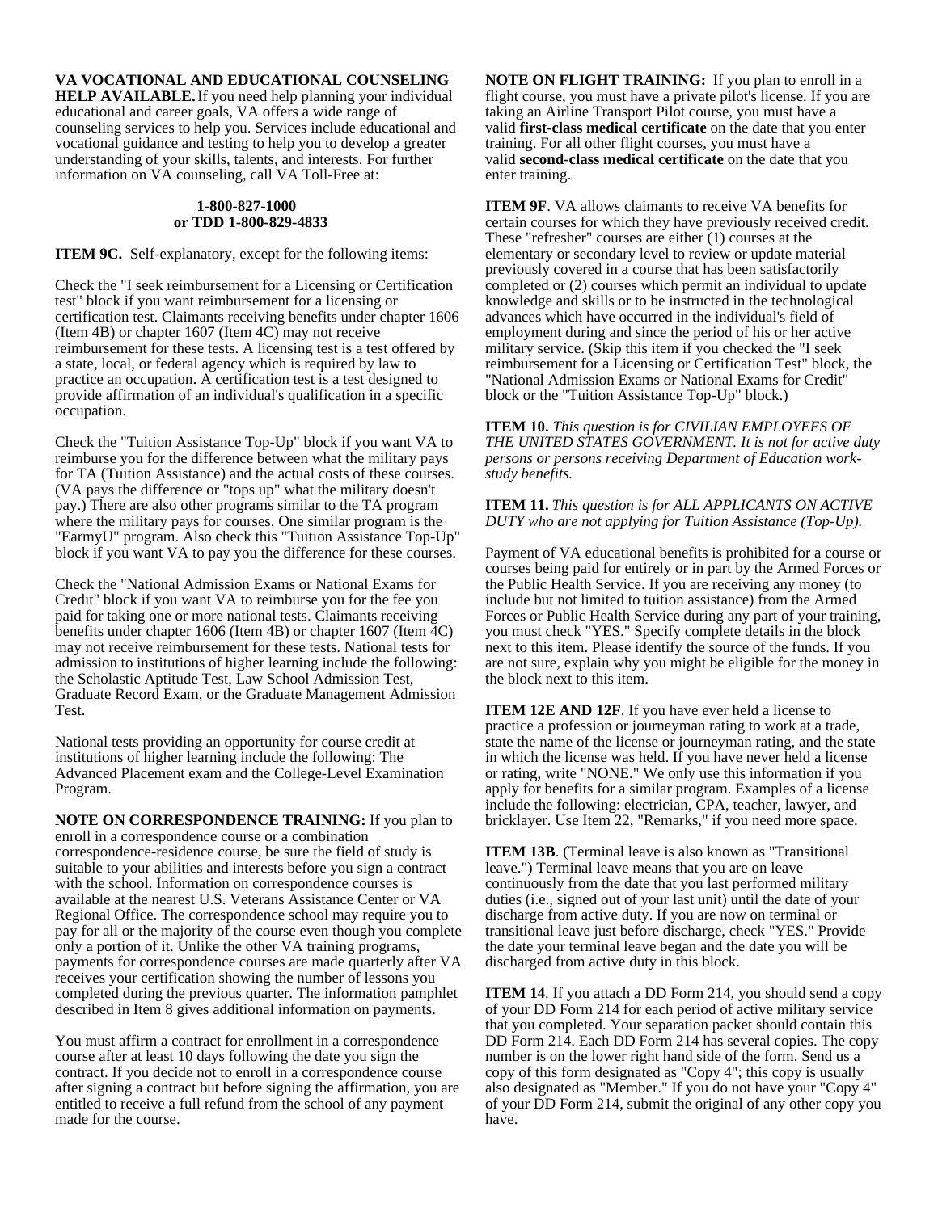**VA VOCATIONAL AND EDUCATIONAL COUNSELING HELP AVAILABLE.** If you need help planning your individual educational and career goals, VA offers a wide range of counseling services to help you. Services include educational and vocational guidance and testing to help you to develop a greater understanding of your skills, talents, and interests. For further information on VA counseling, call VA Toll-Free at:

**1-800-827-1000**
**or TDD 1-800-829-4833**

**ITEM 9C.** Self-explanatory, except for the following items:

Check the "I seek reimbursement for a Licensing or Certification test" block if you want reimbursement for a licensing or certification test. Claimants receiving benefits under chapter 1606 (Item 4B) or chapter 1607 (Item 4C) may not receive reimbursement for these tests. A licensing test is a test offered by a state, local, or federal agency which is required by law to practice an occupation. A certification test is a test designed to provide affirmation of an individual's qualification in a specific occupation.

Check the "Tuition Assistance Top-Up" block if you want VA to reimburse you for the difference between what the military pays for TA (Tuition Assistance) and the actual costs of these courses. (VA pays the difference or "tops up" what the military doesn't pay.) There are also other programs similar to the TA program where the military pays for courses. One similar program is the "EarmyU" program. Also check this "Tuition Assistance Top-Up" block if you want VA to pay you the difference for these courses.

Check the "National Admission Exams or National Exams for Credit" block if you want VA to reimburse you for the fee you paid for taking one or more national tests. Claimants receiving benefits under chapter 1606 (Item 4B) or chapter 1607 (Item 4C) may not receive reimbursement for these tests. National tests for admission to institutions of higher learning include the following: the Scholastic Aptitude Test, Law School Admission Test, Graduate Record Exam, or the Graduate Management Admission Test.

National tests providing an opportunity for course credit at institutions of higher learning include the following: The Advanced Placement exam and the College-Level Examination Program.

**NOTE ON CORRESPONDENCE TRAINING:** If you plan to enroll in a correspondence course or a combination correspondence-residence course, be sure the field of study is suitable to your abilities and interests before you sign a contract with the school. Information on correspondence courses is available at the nearest U.S. Veterans Assistance Center or VA Regional Office. The correspondence school may require you to pay for all or the majority of the course even though you complete only a portion of it. Unlike the other VA training programs, payments for correspondence courses are made quarterly after VA receives your certification showing the number of lessons you completed during the previous quarter. The information pamphlet described in Item 8 gives additional information on payments.

You must affirm a contract for enrollment in a correspondence course after at least 10 days following the date you sign the contract. If you decide not to enroll in a correspondence course after signing a contract but before signing the affirmation, you are entitled to receive a full refund from the school of any payment made for the course.

**NOTE ON FLIGHT TRAINING:** If you plan to enroll in a flight course, you must have a private pilot's license. If you are taking an Airline Transport Pilot course, you must have a valid **first-class medical certificate** on the date that you enter training. For all other flight courses, you must have a valid **second-class medical certificate** on the date that you enter training.

**ITEM 9F**. VA allows claimants to receive VA benefits for certain courses for which they have previously received credit. These "refresher" courses are either (1) courses at the elementary or secondary level to review or update material previously covered in a course that has been satisfactorily completed or (2) courses which permit an individual to update knowledge and skills or to be instructed in the technological advances which have occurred in the individual's field of employment during and since the period of his or her active military service. (Skip this item if you checked the "I seek reimbursement for a Licensing or Certification Test" block, the "National Admission Exams or National Exams for Credit" block or the "Tuition Assistance Top-Up" block.)

**ITEM 10.** *This question is for CIVILIAN EMPLOYEES OF THE UNITED STATES GOVERNMENT. It is not for active duty persons or persons receiving Department of Education work-study benefits.*

**ITEM 11.** *This question is for ALL APPLICANTS ON ACTIVE DUTY who are not applying for Tuition Assistance (Top-Up).*

Payment of VA educational benefits is prohibited for a course or courses being paid for entirely or in part by the Armed Forces or the Public Health Service. If you are receiving any money (to include but not limited to tuition assistance) from the Armed Forces or Public Health Service during any part of your training, you must check "YES." Specify complete details in the block next to this item. Please identify the source of the funds. If you are not sure, explain why you might be eligible for the money in the block next to this item.

**ITEM 12E AND 12F**. If you have ever held a license to practice a profession or journeyman rating to work at a trade, state the name of the license or journeyman rating, and the state in which the license was held. If you have never held a license or rating, write "NONE." We only use this information if you apply for benefits for a similar program. Examples of a license include the following: electrician, CPA, teacher, lawyer, and bricklayer. Use Item 22, "Remarks," if you need more space.

**ITEM 13B**. (Terminal leave is also known as "Transitional leave.") Terminal leave means that you are on leave continuously from the date that you last performed military duties (i.e., signed out of your last unit) until the date of your discharge from active duty. If you are now on terminal or transitional leave just before discharge, check "YES." Provide the date your terminal leave began and the date you will be discharged from active duty in this block.

**ITEM 14**. If you attach a DD Form 214, you should send a copy of your DD Form 214 for each period of active military service that you completed. Your separation packet should contain this DD Form 214. Each DD Form 214 has several copies. The copy number is on the lower right hand side of the form. Send us a copy of this form designated as "Copy 4"; this copy is usually also designated as "Member." If you do not have your "Copy 4" of your DD Form 214, submit the original of any other copy you have.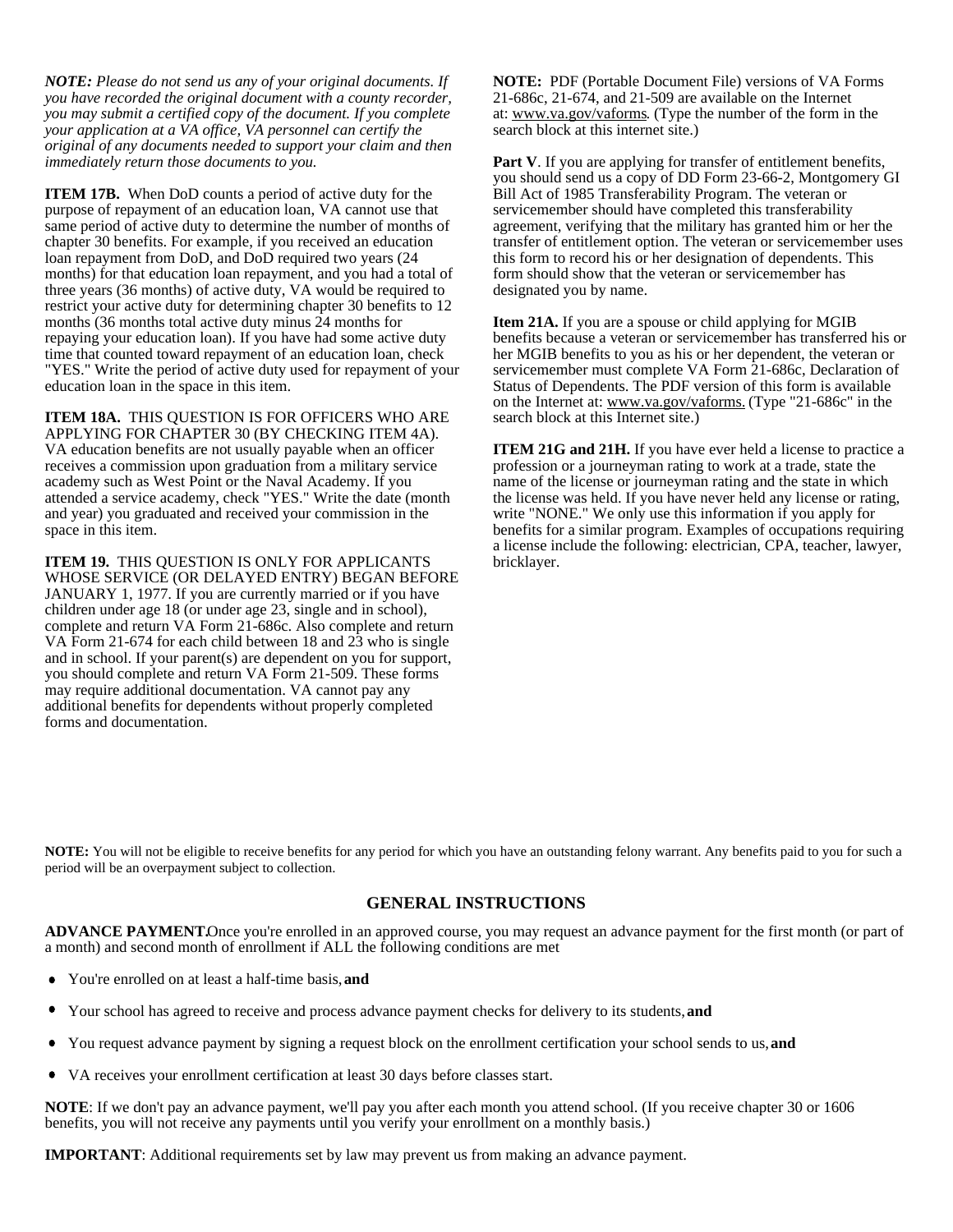*NOTE: Please do not send us any of your original documents. If you have recorded the original document with a county recorder, you may submit a certified copy of the document. If you complete your application at a VA office, VA personnel can certify the original of any documents needed to support your claim and then immediately return those documents to you.*

**ITEM 17B.** When DoD counts a period of active duty for the purpose of repayment of an education loan, VA cannot use that same period of active duty to determine the number of months of chapter 30 benefits. For example, if you received an education loan repayment from DoD, and DoD required two years (24 months) for that education loan repayment, and you had a total of three years (36 months) of active duty, VA would be required to restrict your active duty for determining chapter 30 benefits to 12 months (36 months total active duty minus 24 months for repaying your education loan). If you have had some active duty time that counted toward repayment of an education loan, check "YES." Write the period of active duty used for repayment of your education loan in the space in this item.

**ITEM 18A.** THIS QUESTION IS FOR OFFICERS WHO ARE APPLYING FOR CHAPTER 30 (BY CHECKING ITEM 4A). VA education benefits are not usually payable when an officer receives a commission upon graduation from a military service academy such as West Point or the Naval Academy. If you attended a service academy, check "YES." Write the date (month and year) you graduated and received your commission in the space in this item.

**ITEM 19.** THIS QUESTION IS ONLY FOR APPLICANTS WHOSE SERVICE (OR DELAYED ENTRY) BEGAN BEFORE JANUARY 1, 1977. If you are currently married or if you have children under age 18 (or under age 23, single and in school), complete and return VA Form 21-686c. Also complete and return VA Form 21-674 for each child between 18 and 23 who is single and in school. If your parent(s) are dependent on you for support, you should complete and return VA Form 21-509. These forms may require additional documentation. VA cannot pay any additional benefits for dependents without properly completed forms and documentation.

**NOTE:** PDF (Portable Document File) versions of VA Forms 21-686c, 21-674, and 21-509 are available on the Internet at: www.va.gov/vaforms. (Type the number of the form in the search block at this internet site.)

**Part V**. If you are applying for transfer of entitlement benefits, you should send us a copy of DD Form 23-66-2, Montgomery GI Bill Act of 1985 Transferability Program. The veteran or servicemember should have completed this transferability agreement, verifying that the military has granted him or her the transfer of entitlement option. The veteran or servicemember uses this form to record his or her designation of dependents. This form should show that the veteran or servicemember has designated you by name.

**Item 21A.** If you are a spouse or child applying for MGIB benefits because a veteran or servicemember has transferred his or her MGIB benefits to you as his or her dependent, the veteran or servicemember must complete VA Form 21-686c, Declaration of Status of Dependents. The PDF version of this form is available on the Internet at: www.va.gov/vaforms. (Type "21-686c" in the search block at this Internet site.)

**ITEM 21G and 21H.** If you have ever held a license to practice a profession or a journeyman rating to work at a trade, state the name of the license or journeyman rating and the state in which the license was held. If you have never held any license or rating, write "NONE." We only use this information if you apply for benefits for a similar program. Examples of occupations requiring a license include the following: electrician, CPA, teacher, lawyer, bricklayer.

**NOTE:** You will not be eligible to receive benefits for any period for which you have an outstanding felony warrant. Any benefits paid to you for such a period will be an overpayment subject to collection.

## GENERAL INSTRUCTIONS

**ADVANCE PAYMENT.** Once you're enrolled in an approved course, you may request an advance payment for the first month (or part of a month) and second month of enrollment if ALL the following conditions are met

- You're enrolled on at least a half-time basis, **and**
- Your school has agreed to receive and process advance payment checks for delivery to its students, **and**
- You request advance payment by signing a request block on the enrollment certification your school sends to us, **and**
- VA receives your enrollment certification at least 30 days before classes start.

**NOTE**: If we don't pay an advance payment, we'll pay you after each month you attend school. (If you receive chapter 30 or 1606 benefits, you will not receive any payments until you verify your enrollment on a monthly basis.)

**IMPORTANT**: Additional requirements set by law may prevent us from making an advance payment.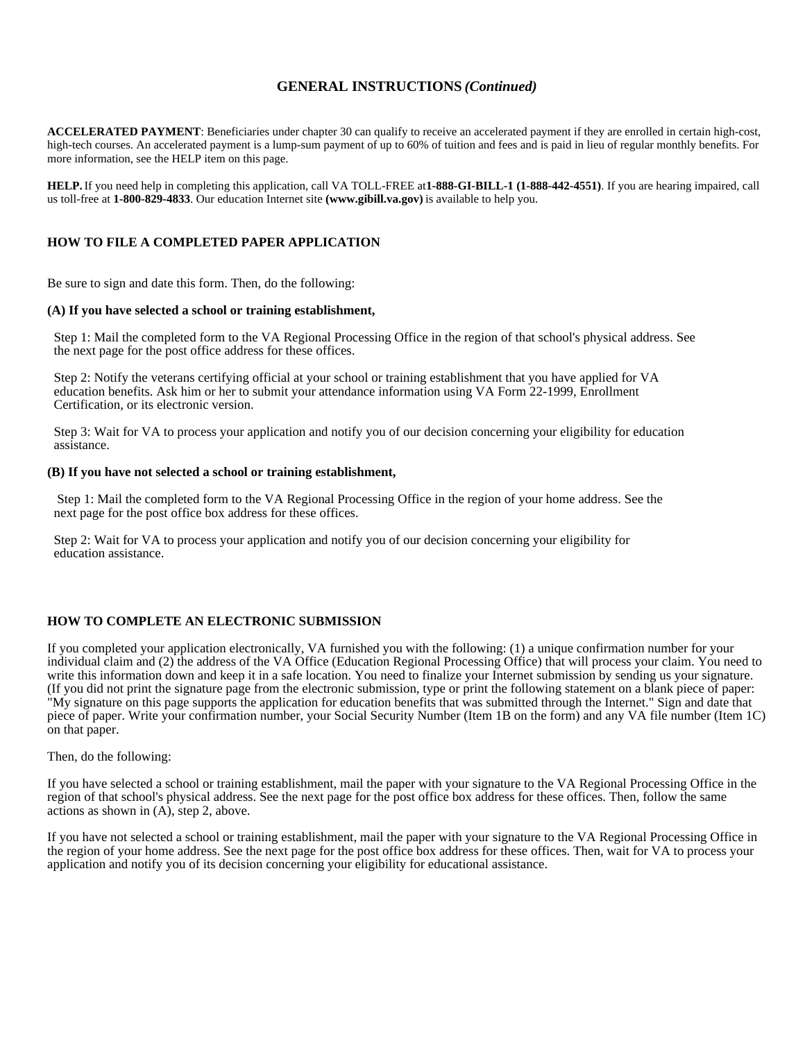## GENERAL INSTRUCTIONS *(Continued)*

**ACCELERATED PAYMENT**: Beneficiaries under chapter 30 can qualify to receive an accelerated payment if they are enrolled in certain high-cost, high-tech courses. An accelerated payment is a lump-sum payment of up to 60% of tuition and fees and is paid in lieu of regular monthly benefits. For more information, see the HELP item on this page.

**HELP.** If you need help in completing this application, call VA TOLL-FREE at **1-888-GI-BILL-1 (1-888-442-4551)**. If you are hearing impaired, call us toll-free at **1-800-829-4833**. Our education Internet site **(www.gibill.va.gov)** is available to help you.

### HOW TO FILE A COMPLETED PAPER APPLICATION

Be sure to sign and date this form. Then, do the following:

**(A) If you have selected a school or training establishment,**

Step 1: Mail the completed form to the VA Regional Processing Office in the region of that school's physical address. See the next page for the post office address for these offices.

Step 2: Notify the veterans certifying official at your school or training establishment that you have applied for VA education benefits. Ask him or her to submit your attendance information using VA Form 22-1999, Enrollment Certification, or its electronic version.

Step 3: Wait for VA to process your application and notify you of our decision concerning your eligibility for education assistance.

**(B) If you have not selected a school or training establishment,**

Step 1: Mail the completed form to the VA Regional Processing Office in the region of your home address. See the next page for the post office box address for these offices.

Step 2: Wait for VA to process your application and notify you of our decision concerning your eligibility for education assistance.

### HOW TO COMPLETE AN ELECTRONIC SUBMISSION

If you completed your application electronically, VA furnished you with the following: (1) a unique confirmation number for your individual claim and (2) the address of the VA Office (Education Regional Processing Office) that will process your claim. You need to write this information down and keep it in a safe location. You need to finalize your Internet submission by sending us your signature. (If you did not print the signature page from the electronic submission, type or print the following statement on a blank piece of paper: "My signature on this page supports the application for education benefits that was submitted through the Internet." Sign and date that piece of paper. Write your confirmation number, your Social Security Number (Item 1B on the form) and any VA file number (Item 1C) on that paper.

Then, do the following:

If you have selected a school or training establishment, mail the paper with your signature to the VA Regional Processing Office in the region of that school's physical address. See the next page for the post office box address for these offices. Then, follow the same actions as shown in (A), step 2, above.

If you have not selected a school or training establishment, mail the paper with your signature to the VA Regional Processing Office in the region of your home address. See the next page for the post office box address for these offices. Then, wait for VA to process your application and notify you of its decision concerning your eligibility for educational assistance.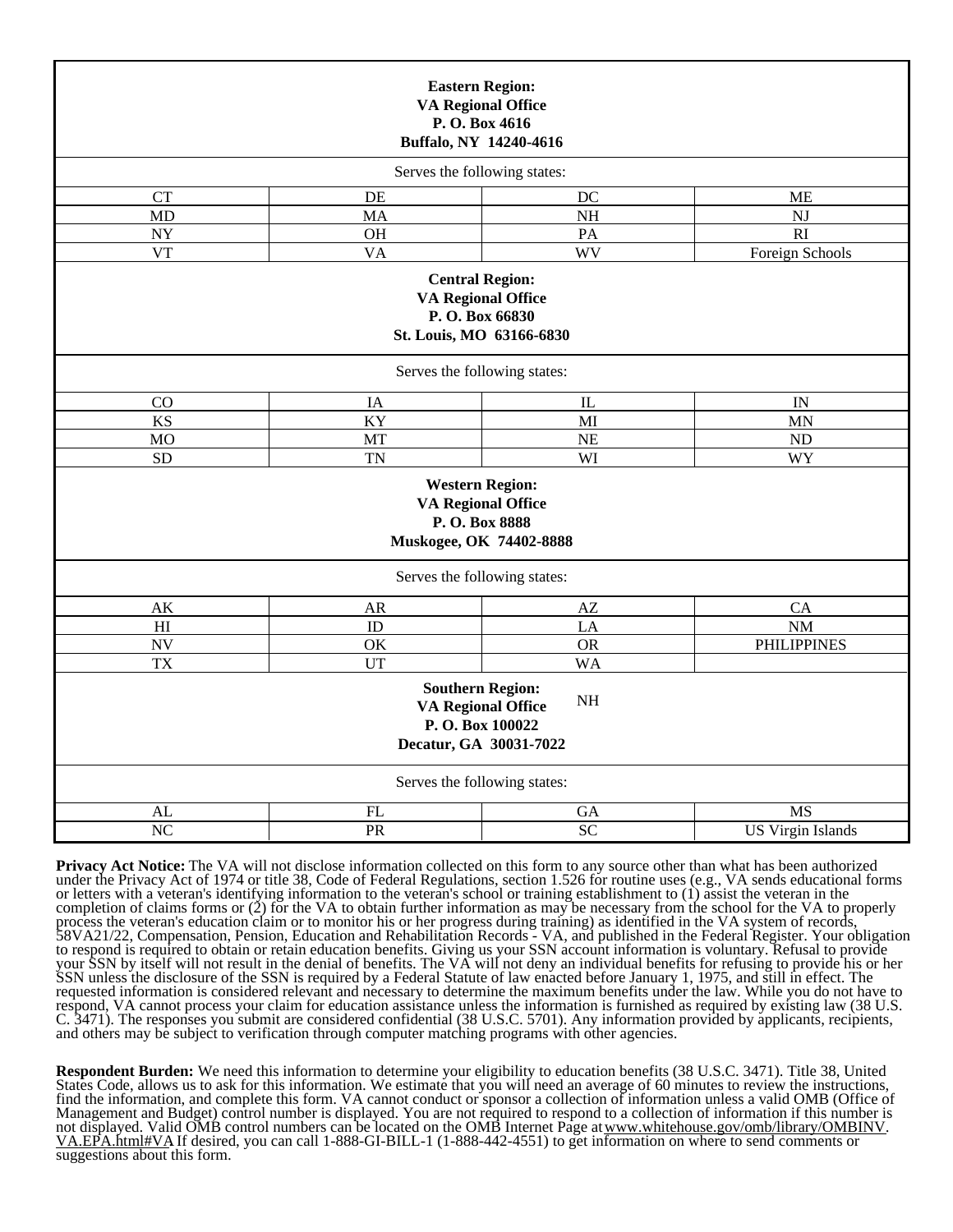| | | | |
|---|---|---|---|
| **Eastern Region:**<br>**VA Regional Office**<br>**P. O. Box 4616**<br>**Buffalo, NY 14240-4616** | | | |
| Serves the following states: | | | |
| CT | DE | DC | ME |
| MD | MA | NH | NJ |
| NY | OH | PA | RI |
| VT | VA | WV | Foreign Schools |
| **Central Region:**<br>**VA Regional Office**<br>**P. O. Box 66830**<br>**St. Louis, MO 63166-6830** | | | |
| Serves the following states: | | | |
| CO | IA | IL | IN |
| KS | KY | MI | MN |
| MO | MT | NE | ND |
| SD | TN | WI | WY |
| **Western Region:**<br>**VA Regional Office**<br>**P. O. Box 8888**<br>**Muskogee, OK 74402-8888** | | | |
| Serves the following states: | | | |
| AK | AR | AZ | CA |
| HI | ID | LA | NM |
| NV | OK | OR | PHILIPPINES |
| TX | UT | WA | |
| **Southern Region:**<br>**VA Regional Office**<br>**P. O. Box 100022**<br>**Decatur, GA 30031-7022** | | NH | |
| Serves the following states: | | | |
| AL | FL | GA | MS |
| NC | PR | SC | US Virgin Islands |

**Privacy Act Notice:** The VA will not disclose information collected on this form to any source other than what has been authorized under the Privacy Act of 1974 or title 38, Code of Federal Regulations, section 1.526 for routine uses (e.g., VA sends educational forms or letters with a veteran's identifying information to the veteran's school or training establishment to (1) assist the veteran in the completion of claims forms or (2) for the VA to obtain further information as may be necessary from the school for the VA to properly process the veteran's education claim or to monitor his or her progress during training) as identified in the VA system of records, 58VA21/22, Compensation, Pension, Education and Rehabilitation Records - VA, and published in the Federal Register. Your obligation to respond is required to obtain or retain education benefits. Giving us your SSN account information is voluntary. Refusal to provide your SSN by itself will not result in the denial of benefits. The VA will not deny an individual benefits for refusing to provide his or her SSN unless the disclosure of the SSN is required by a Federal Statute of law enacted before January 1, 1975, and still in effect. The requested information is considered relevant and necessary to determine the maximum benefits under the law. While you do not have to respond, VA cannot process your claim for education assistance unless the information is furnished as required by existing law (38 U.S. C. 3471). The responses you submit are considered confidential (38 U.S.C. 5701). Any information provided by applicants, recipients, and others may be subject to verification through computer matching programs with other agencies.

**Respondent Burden:** We need this information to determine your eligibility to education benefits (38 U.S.C. 3471). Title 38, United States Code, allows us to ask for this information. We estimate that you will need an average of 60 minutes to review the instructions, find the information, and complete this form. VA cannot conduct or sponsor a collection of information unless a valid OMB (Office of Management and Budget) control number is displayed. You are not required to respond to a collection of information if this number is not displayed. Valid OMB control numbers can be located on the OMB Internet Page at www.whitehouse.gov/omb/library/OMBINV.VA.EPA.html#VA. If desired, you can call 1-888-GI-BILL-1 (1-888-442-4551) to get information on where to send comments or suggestions about this form.